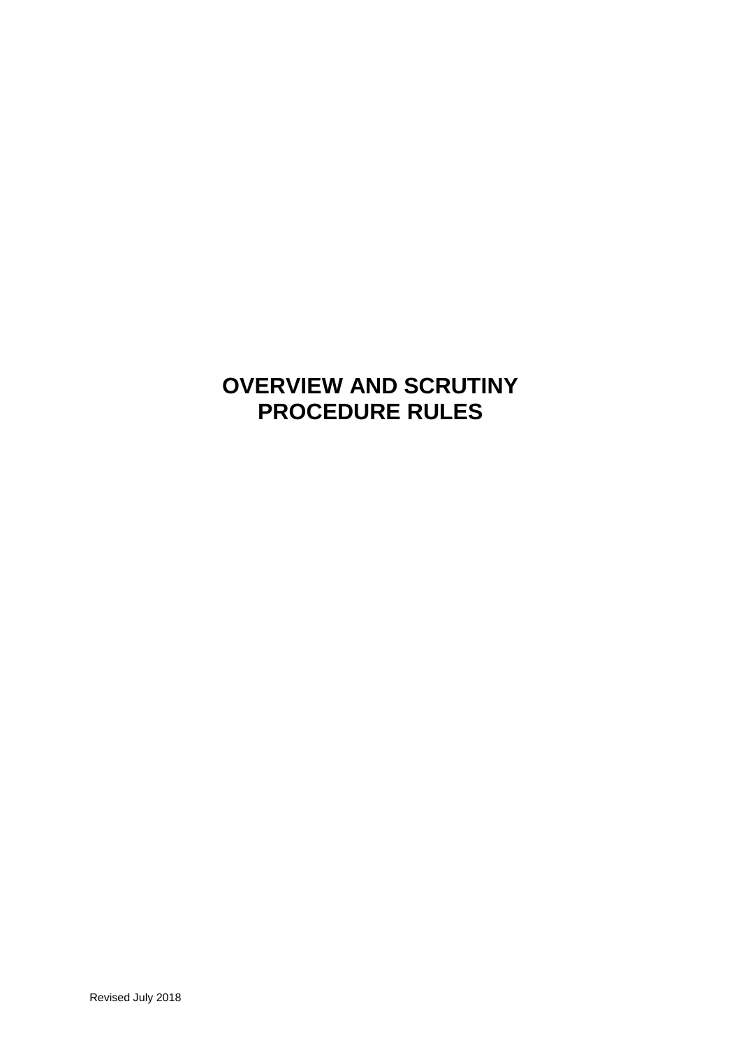# OVERVIEW AND SCRUTINY PROCEDURE RULES

Revised July 2018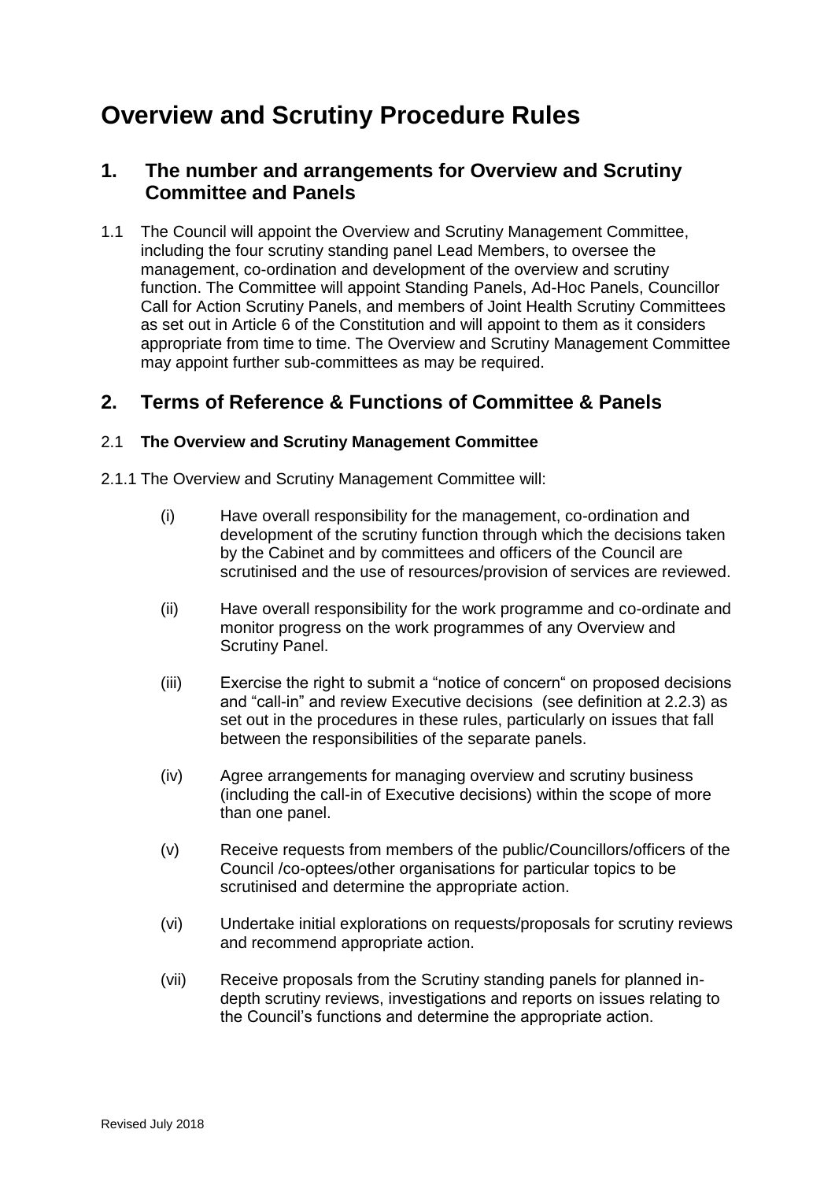# Overview and Scrutiny Procedure Rules

## 1. The number and arrangements for Overview and Scrutiny Committee and Panels

1.1 The Council will appoint the Overview and Scrutiny Management Committee, including the four scrutiny standing panel Lead Members, to oversee the management, co-ordination and development of the overview and scrutiny function. The Committee will appoint Standing Panels, Ad-Hoc Panels, Councillor Call for Action Scrutiny Panels, and members of Joint Health Scrutiny Committees as set out in Article 6 of the Constitution and will appoint to them as it considers appropriate from time to time. The Overview and Scrutiny Management Committee may appoint further sub-committees as may be required.

## 2. Terms of Reference & Functions of Committee & Panels

### 2.1 The Overview and Scrutiny Management Committee

2.1.1 The Overview and Scrutiny Management Committee will:

(i) Have overall responsibility for the management, co-ordination and development of the scrutiny function through which the decisions taken by the Cabinet and by committees and officers of the Council are scrutinised and the use of resources/provision of services are reviewed.

(ii) Have overall responsibility for the work programme and co-ordinate and monitor progress on the work programmes of any Overview and Scrutiny Panel.

(iii) Exercise the right to submit a "notice of concern" on proposed decisions and "call-in" and review Executive decisions (see definition at 2.2.3) as set out in the procedures in these rules, particularly on issues that fall between the responsibilities of the separate panels.

(iv) Agree arrangements for managing overview and scrutiny business (including the call-in of Executive decisions) within the scope of more than one panel.

(v) Receive requests from members of the public/Councillors/officers of the Council /co-optees/other organisations for particular topics to be scrutinised and determine the appropriate action.

(vi) Undertake initial explorations on requests/proposals for scrutiny reviews and recommend appropriate action.

(vii) Receive proposals from the Scrutiny standing panels for planned in-depth scrutiny reviews, investigations and reports on issues relating to the Council's functions and determine the appropriate action.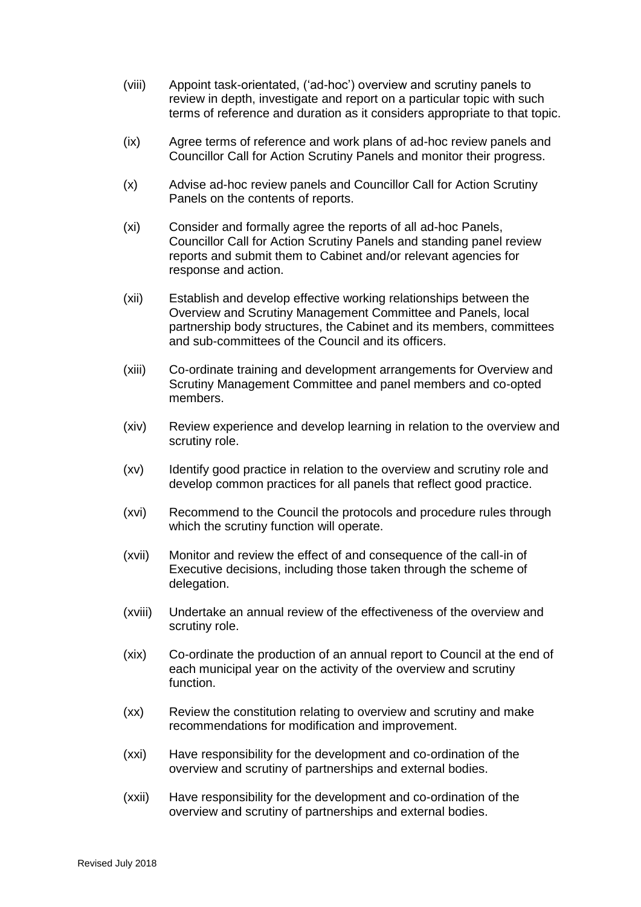(viii) Appoint task-orientated, ('ad-hoc') overview and scrutiny panels to review in depth, investigate and report on a particular topic with such terms of reference and duration as it considers appropriate to that topic.

(ix) Agree terms of reference and work plans of ad-hoc review panels and Councillor Call for Action Scrutiny Panels and monitor their progress.

(x) Advise ad-hoc review panels and Councillor Call for Action Scrutiny Panels on the contents of reports.

(xi) Consider and formally agree the reports of all ad-hoc Panels, Councillor Call for Action Scrutiny Panels and standing panel review reports and submit them to Cabinet and/or relevant agencies for response and action.

(xii) Establish and develop effective working relationships between the Overview and Scrutiny Management Committee and Panels, local partnership body structures, the Cabinet and its members, committees and sub-committees of the Council and its officers.

(xiii) Co-ordinate training and development arrangements for Overview and Scrutiny Management Committee and panel members and co-opted members.

(xiv) Review experience and develop learning in relation to the overview and scrutiny role.

(xv) Identify good practice in relation to the overview and scrutiny role and develop common practices for all panels that reflect good practice.

(xvi) Recommend to the Council the protocols and procedure rules through which the scrutiny function will operate.

(xvii) Monitor and review the effect of and consequence of the call-in of Executive decisions, including those taken through the scheme of delegation.

(xviii) Undertake an annual review of the effectiveness of the overview and scrutiny role.

(xix) Co-ordinate the production of an annual report to Council at the end of each municipal year on the activity of the overview and scrutiny function.

(xx) Review the constitution relating to overview and scrutiny and make recommendations for modification and improvement.

(xxi) Have responsibility for the development and co-ordination of the overview and scrutiny of partnerships and external bodies.

(xxii) Have responsibility for the development and co-ordination of the overview and scrutiny of partnerships and external bodies.

Revised July 2018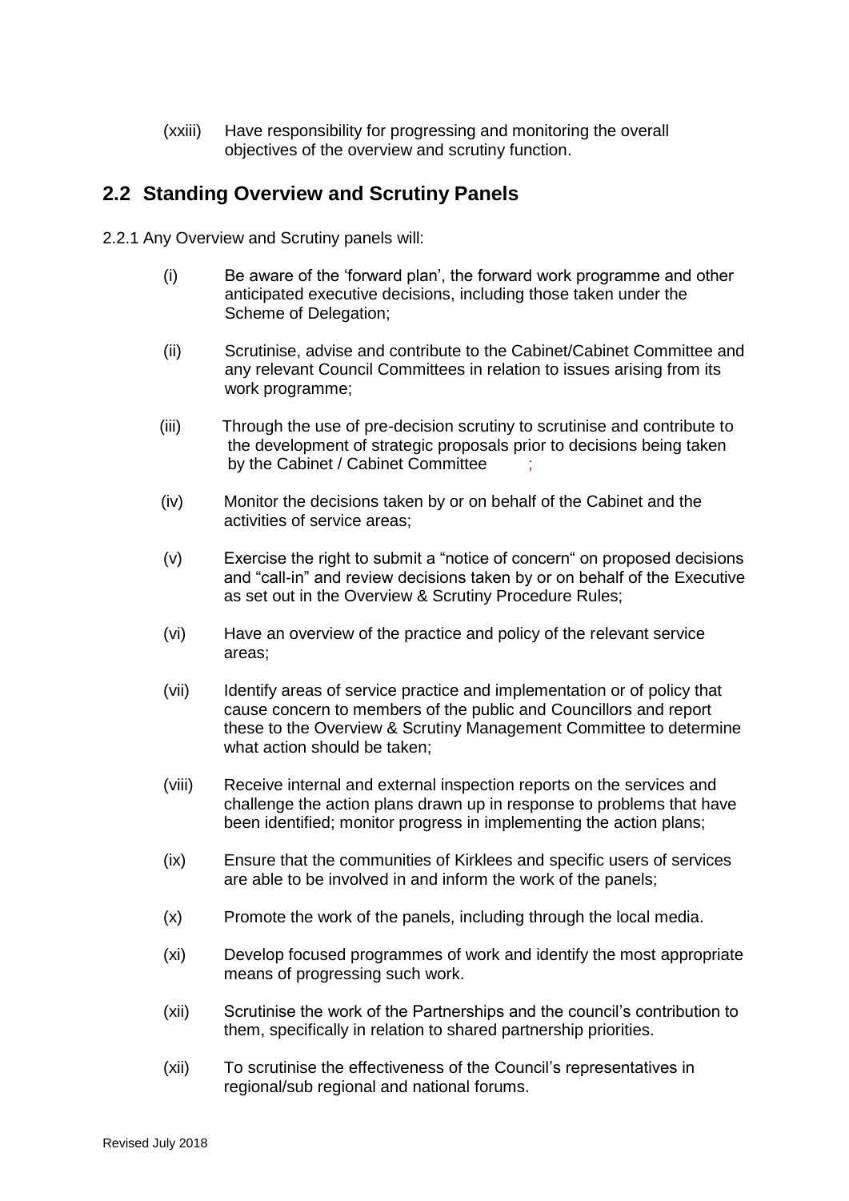(xxiii) Have responsibility for progressing and monitoring the overall objectives of the overview and scrutiny function.

## 2.2 Standing Overview and Scrutiny Panels

2.2.1 Any Overview and Scrutiny panels will:

(i) Be aware of the 'forward plan', the forward work programme and other anticipated executive decisions, including those taken under the Scheme of Delegation;

(ii) Scrutinise, advise and contribute to the Cabinet/Cabinet Committee and any relevant Council Committees in relation to issues arising from its work programme;

(iii) Through the use of pre-decision scrutiny to scrutinise and contribute to the development of strategic proposals prior to decisions being taken by the Cabinet / Cabinet Committee ;

(iv) Monitor the decisions taken by or on behalf of the Cabinet and the activities of service areas;

(v) Exercise the right to submit a "notice of concern" on proposed decisions and "call-in" and review decisions taken by or on behalf of the Executive as set out in the Overview & Scrutiny Procedure Rules;

(vi) Have an overview of the practice and policy of the relevant service areas;

(vii) Identify areas of service practice and implementation or of policy that cause concern to members of the public and Councillors and report these to the Overview & Scrutiny Management Committee to determine what action should be taken;

(viii) Receive internal and external inspection reports on the services and challenge the action plans drawn up in response to problems that have been identified; monitor progress in implementing the action plans;

(ix) Ensure that the communities of Kirklees and specific users of services are able to be involved in and inform the work of the panels;

(x) Promote the work of the panels, including through the local media.

(xi) Develop focused programmes of work and identify the most appropriate means of progressing such work.

(xii) Scrutinise the work of the Partnerships and the council's contribution to them, specifically in relation to shared partnership priorities.

(xii) To scrutinise the effectiveness of the Council's representatives in regional/sub regional and national forums.

Revised July 2018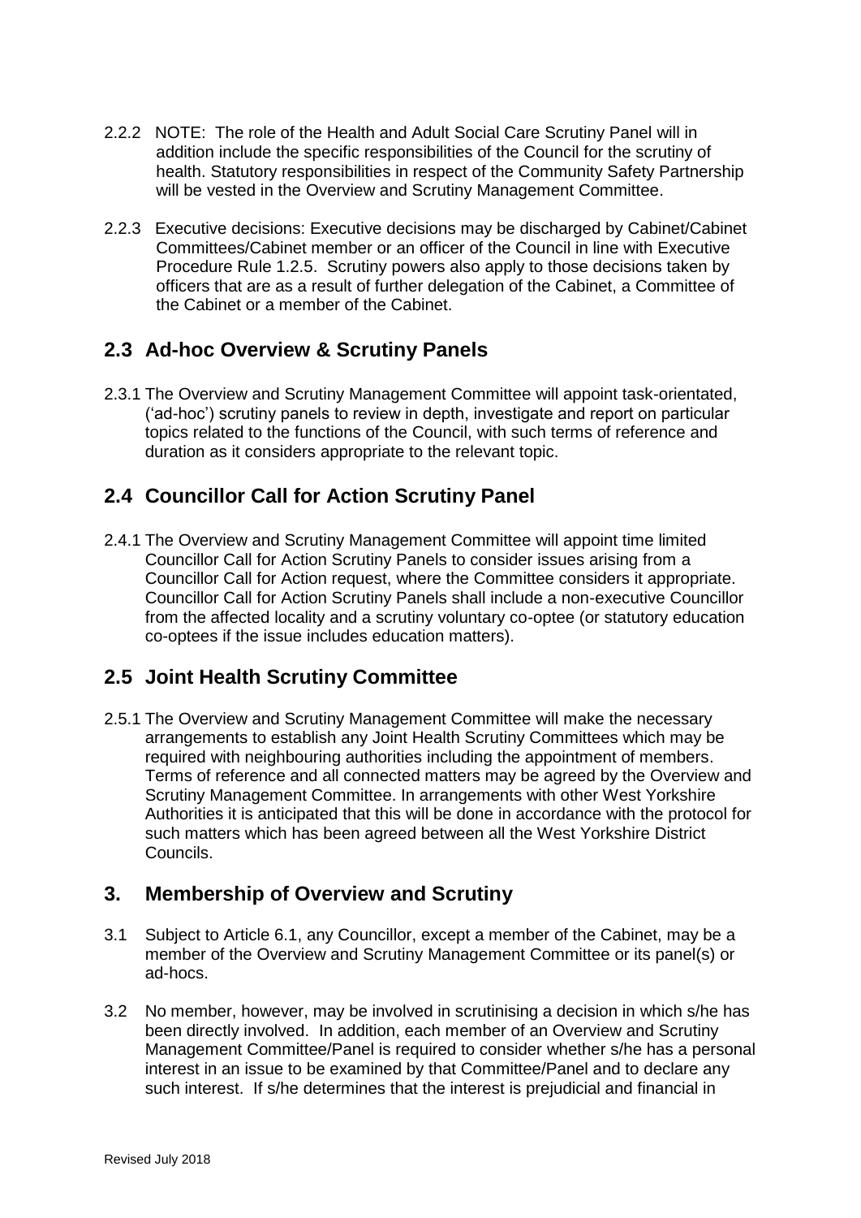2.2.2 NOTE: The role of the Health and Adult Social Care Scrutiny Panel will in addition include the specific responsibilities of the Council for the scrutiny of health. Statutory responsibilities in respect of the Community Safety Partnership will be vested in the Overview and Scrutiny Management Committee.

2.2.3 Executive decisions: Executive decisions may be discharged by Cabinet/Cabinet Committees/Cabinet member or an officer of the Council in line with Executive Procedure Rule 1.2.5. Scrutiny powers also apply to those decisions taken by officers that are as a result of further delegation of the Cabinet, a Committee of the Cabinet or a member of the Cabinet.

## 2.3 Ad-hoc Overview & Scrutiny Panels

2.3.1 The Overview and Scrutiny Management Committee will appoint task-orientated, ('ad-hoc') scrutiny panels to review in depth, investigate and report on particular topics related to the functions of the Council, with such terms of reference and duration as it considers appropriate to the relevant topic.

## 2.4 Councillor Call for Action Scrutiny Panel

2.4.1 The Overview and Scrutiny Management Committee will appoint time limited Councillor Call for Action Scrutiny Panels to consider issues arising from a Councillor Call for Action request, where the Committee considers it appropriate. Councillor Call for Action Scrutiny Panels shall include a non-executive Councillor from the affected locality and a scrutiny voluntary co-optee (or statutory education co-optees if the issue includes education matters).

## 2.5 Joint Health Scrutiny Committee

2.5.1 The Overview and Scrutiny Management Committee will make the necessary arrangements to establish any Joint Health Scrutiny Committees which may be required with neighbouring authorities including the appointment of members. Terms of reference and all connected matters may be agreed by the Overview and Scrutiny Management Committee. In arrangements with other West Yorkshire Authorities it is anticipated that this will be done in accordance with the protocol for such matters which has been agreed between all the West Yorkshire District Councils.

## 3. Membership of Overview and Scrutiny

3.1 Subject to Article 6.1, any Councillor, except a member of the Cabinet, may be a member of the Overview and Scrutiny Management Committee or its panel(s) or ad-hocs.

3.2 No member, however, may be involved in scrutinising a decision in which s/he has been directly involved. In addition, each member of an Overview and Scrutiny Management Committee/Panel is required to consider whether s/he has a personal interest in an issue to be examined by that Committee/Panel and to declare any such interest. If s/he determines that the interest is prejudicial and financial in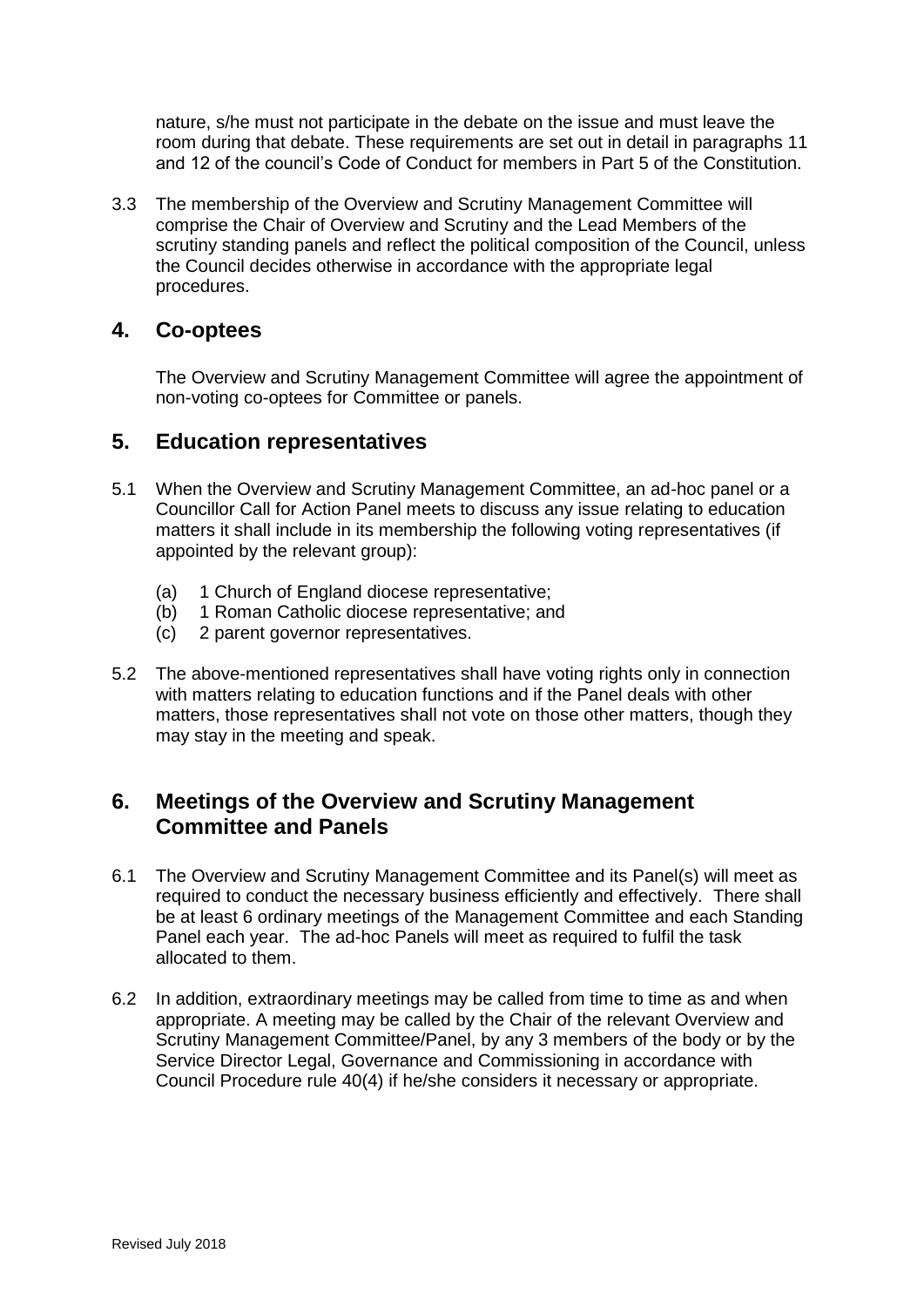nature, s/he must not participate in the debate on the issue and must leave the room during that debate. These requirements are set out in detail in paragraphs 11 and 12 of the council's Code of Conduct for members in Part 5 of the Constitution.

3.3 The membership of the Overview and Scrutiny Management Committee will comprise the Chair of Overview and Scrutiny and the Lead Members of the scrutiny standing panels and reflect the political composition of the Council, unless the Council decides otherwise in accordance with the appropriate legal procedures.

## 4. Co-optees

The Overview and Scrutiny Management Committee will agree the appointment of non-voting co-optees for Committee or panels.

## 5. Education representatives

5.1 When the Overview and Scrutiny Management Committee, an ad-hoc panel or a Councillor Call for Action Panel meets to discuss any issue relating to education matters it shall include in its membership the following voting representatives (if appointed by the relevant group):

(a) 1 Church of England diocese representative;
(b) 1 Roman Catholic diocese representative; and
(c) 2 parent governor representatives.

5.2 The above-mentioned representatives shall have voting rights only in connection with matters relating to education functions and if the Panel deals with other matters, those representatives shall not vote on those other matters, though they may stay in the meeting and speak.

## 6. Meetings of the Overview and Scrutiny Management Committee and Panels

6.1 The Overview and Scrutiny Management Committee and its Panel(s) will meet as required to conduct the necessary business efficiently and effectively. There shall be at least 6 ordinary meetings of the Management Committee and each Standing Panel each year. The ad-hoc Panels will meet as required to fulfil the task allocated to them.

6.2 In addition, extraordinary meetings may be called from time to time as and when appropriate. A meeting may be called by the Chair of the relevant Overview and Scrutiny Management Committee/Panel, by any 3 members of the body or by the Service Director Legal, Governance and Commissioning in accordance with Council Procedure rule 40(4) if he/she considers it necessary or appropriate.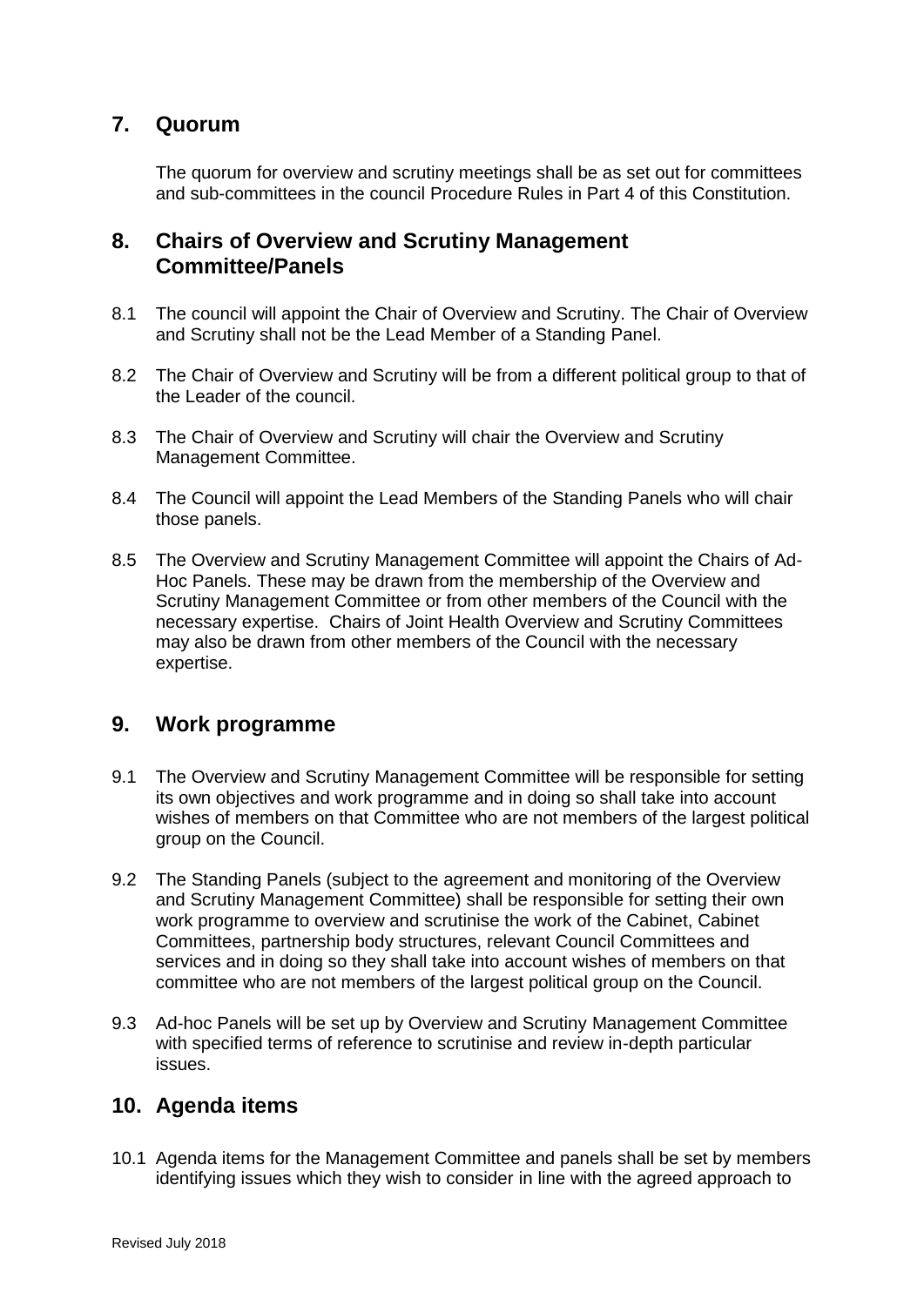## 7. Quorum

The quorum for overview and scrutiny meetings shall be as set out for committees and sub-committees in the council Procedure Rules in Part 4 of this Constitution.

## 8. Chairs of Overview and Scrutiny Management Committee/Panels

8.1 The council will appoint the Chair of Overview and Scrutiny. The Chair of Overview and Scrutiny shall not be the Lead Member of a Standing Panel.

8.2 The Chair of Overview and Scrutiny will be from a different political group to that of the Leader of the council.

8.3 The Chair of Overview and Scrutiny will chair the Overview and Scrutiny Management Committee.

8.4 The Council will appoint the Lead Members of the Standing Panels who will chair those panels.

8.5 The Overview and Scrutiny Management Committee will appoint the Chairs of Ad-Hoc Panels. These may be drawn from the membership of the Overview and Scrutiny Management Committee or from other members of the Council with the necessary expertise. Chairs of Joint Health Overview and Scrutiny Committees may also be drawn from other members of the Council with the necessary expertise.

## 9. Work programme

9.1 The Overview and Scrutiny Management Committee will be responsible for setting its own objectives and work programme and in doing so shall take into account wishes of members on that Committee who are not members of the largest political group on the Council.

9.2 The Standing Panels (subject to the agreement and monitoring of the Overview and Scrutiny Management Committee) shall be responsible for setting their own work programme to overview and scrutinise the work of the Cabinet, Cabinet Committees, partnership body structures, relevant Council Committees and services and in doing so they shall take into account wishes of members on that committee who are not members of the largest political group on the Council.

9.3 Ad-hoc Panels will be set up by Overview and Scrutiny Management Committee with specified terms of reference to scrutinise and review in-depth particular issues.

## 10. Agenda items

10.1 Agenda items for the Management Committee and panels shall be set by members identifying issues which they wish to consider in line with the agreed approach to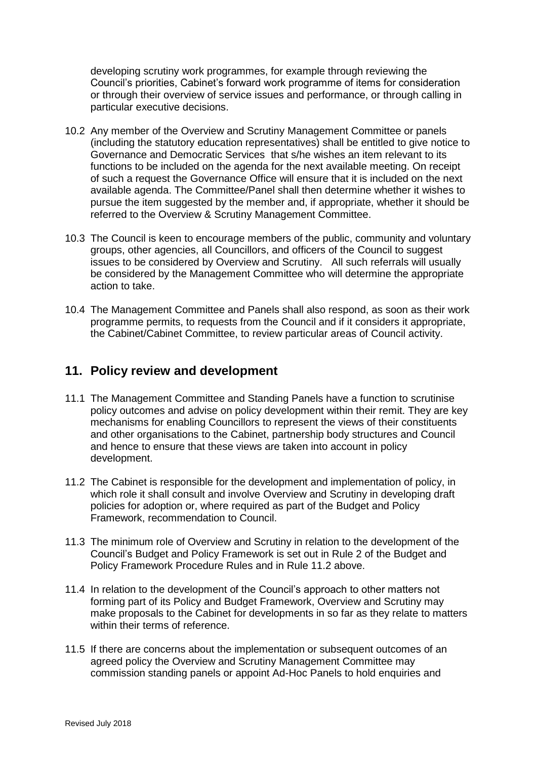developing scrutiny work programmes, for example through reviewing the Council's priorities, Cabinet's forward work programme of items for consideration or through their overview of service issues and performance, or through calling in particular executive decisions.

10.2 Any member of the Overview and Scrutiny Management Committee or panels (including the statutory education representatives) shall be entitled to give notice to Governance and Democratic Services that s/he wishes an item relevant to its functions to be included on the agenda for the next available meeting. On receipt of such a request the Governance Office will ensure that it is included on the next available agenda. The Committee/Panel shall then determine whether it wishes to pursue the item suggested by the member and, if appropriate, whether it should be referred to the Overview & Scrutiny Management Committee.

10.3 The Council is keen to encourage members of the public, community and voluntary groups, other agencies, all Councillors, and officers of the Council to suggest issues to be considered by Overview and Scrutiny. All such referrals will usually be considered by the Management Committee who will determine the appropriate action to take.

10.4 The Management Committee and Panels shall also respond, as soon as their work programme permits, to requests from the Council and if it considers it appropriate, the Cabinet/Cabinet Committee, to review particular areas of Council activity.

## 11. Policy review and development

11.1 The Management Committee and Standing Panels have a function to scrutinise policy outcomes and advise on policy development within their remit. They are key mechanisms for enabling Councillors to represent the views of their constituents and other organisations to the Cabinet, partnership body structures and Council and hence to ensure that these views are taken into account in policy development.

11.2 The Cabinet is responsible for the development and implementation of policy, in which role it shall consult and involve Overview and Scrutiny in developing draft policies for adoption or, where required as part of the Budget and Policy Framework, recommendation to Council.

11.3 The minimum role of Overview and Scrutiny in relation to the development of the Council's Budget and Policy Framework is set out in Rule 2 of the Budget and Policy Framework Procedure Rules and in Rule 11.2 above.

11.4 In relation to the development of the Council's approach to other matters not forming part of its Policy and Budget Framework, Overview and Scrutiny may make proposals to the Cabinet for developments in so far as they relate to matters within their terms of reference.

11.5 If there are concerns about the implementation or subsequent outcomes of an agreed policy the Overview and Scrutiny Management Committee may commission standing panels or appoint Ad-Hoc Panels to hold enquiries and

Revised July 2018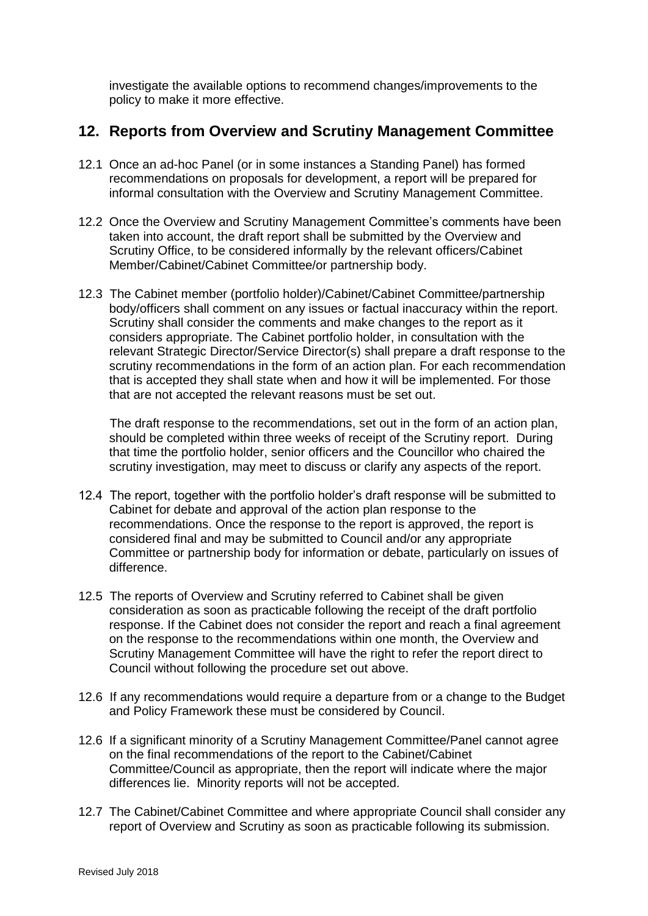investigate the available options to recommend changes/improvements to the policy to make it more effective.

## 12. Reports from Overview and Scrutiny Management Committee

12.1 Once an ad-hoc Panel (or in some instances a Standing Panel) has formed recommendations on proposals for development, a report will be prepared for informal consultation with the Overview and Scrutiny Management Committee.

12.2 Once the Overview and Scrutiny Management Committee's comments have been taken into account, the draft report shall be submitted by the Overview and Scrutiny Office, to be considered informally by the relevant officers/Cabinet Member/Cabinet/Cabinet Committee/or partnership body.

12.3 The Cabinet member (portfolio holder)/Cabinet/Cabinet Committee/partnership body/officers shall comment on any issues or factual inaccuracy within the report. Scrutiny shall consider the comments and make changes to the report as it considers appropriate. The Cabinet portfolio holder, in consultation with the relevant Strategic Director/Service Director(s) shall prepare a draft response to the scrutiny recommendations in the form of an action plan. For each recommendation that is accepted they shall state when and how it will be implemented. For those that are not accepted the relevant reasons must be set out.

The draft response to the recommendations, set out in the form of an action plan, should be completed within three weeks of receipt of the Scrutiny report. During that time the portfolio holder, senior officers and the Councillor who chaired the scrutiny investigation, may meet to discuss or clarify any aspects of the report.

12.4 The report, together with the portfolio holder's draft response will be submitted to Cabinet for debate and approval of the action plan response to the recommendations. Once the response to the report is approved, the report is considered final and may be submitted to Council and/or any appropriate Committee or partnership body for information or debate, particularly on issues of difference.

12.5 The reports of Overview and Scrutiny referred to Cabinet shall be given consideration as soon as practicable following the receipt of the draft portfolio response. If the Cabinet does not consider the report and reach a final agreement on the response to the recommendations within one month, the Overview and Scrutiny Management Committee will have the right to refer the report direct to Council without following the procedure set out above.

12.6 If any recommendations would require a departure from or a change to the Budget and Policy Framework these must be considered by Council.

12.6 If a significant minority of a Scrutiny Management Committee/Panel cannot agree on the final recommendations of the report to the Cabinet/Cabinet Committee/Council as appropriate, then the report will indicate where the major differences lie. Minority reports will not be accepted.

12.7 The Cabinet/Cabinet Committee and where appropriate Council shall consider any report of Overview and Scrutiny as soon as practicable following its submission.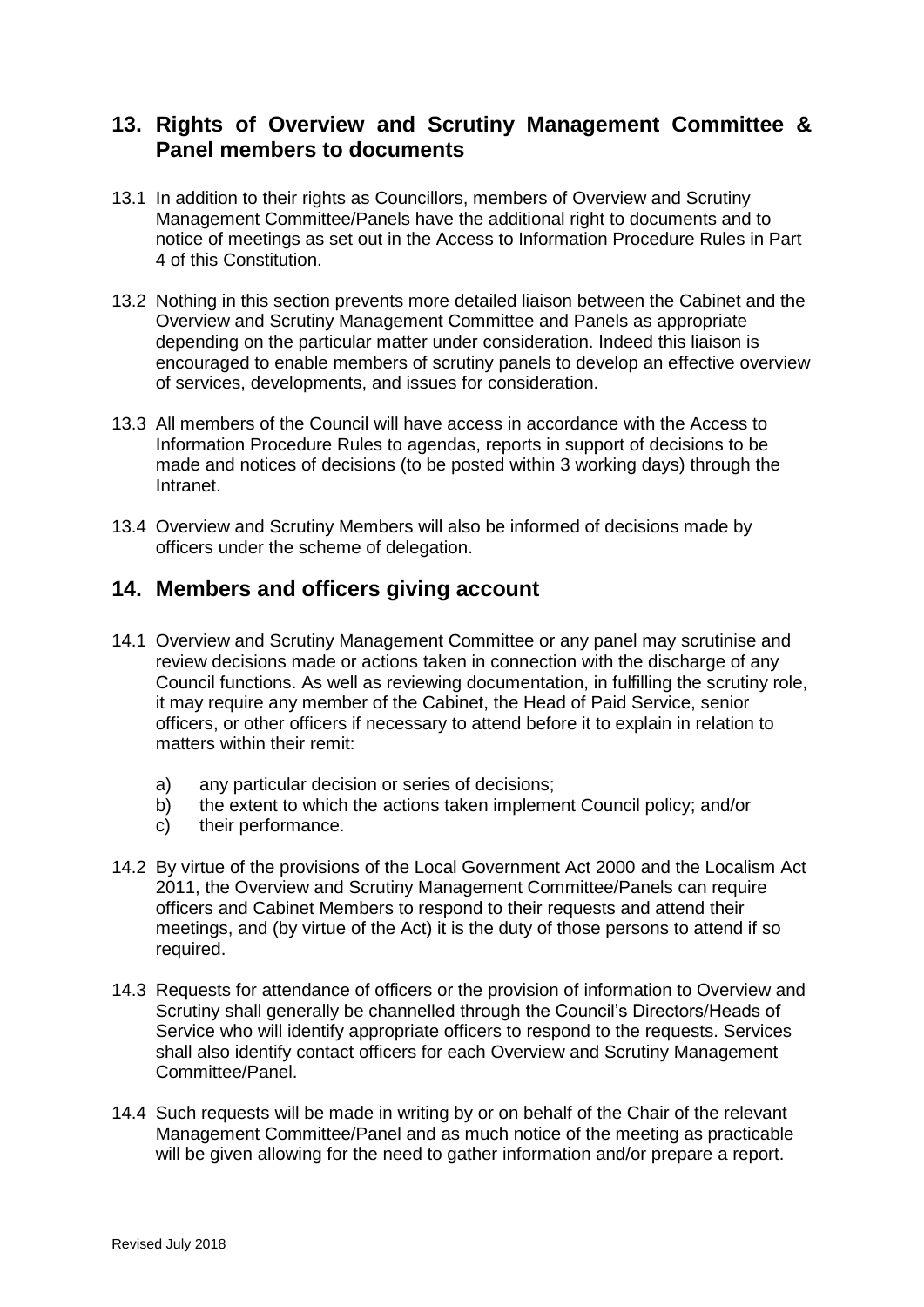## 13. Rights of Overview and Scrutiny Management Committee & Panel members to documents

13.1 In addition to their rights as Councillors, members of Overview and Scrutiny Management Committee/Panels have the additional right to documents and to notice of meetings as set out in the Access to Information Procedure Rules in Part 4 of this Constitution.

13.2 Nothing in this section prevents more detailed liaison between the Cabinet and the Overview and Scrutiny Management Committee and Panels as appropriate depending on the particular matter under consideration. Indeed this liaison is encouraged to enable members of scrutiny panels to develop an effective overview of services, developments, and issues for consideration.

13.3 All members of the Council will have access in accordance with the Access to Information Procedure Rules to agendas, reports in support of decisions to be made and notices of decisions (to be posted within 3 working days) through the Intranet.

13.4 Overview and Scrutiny Members will also be informed of decisions made by officers under the scheme of delegation.

## 14. Members and officers giving account

14.1 Overview and Scrutiny Management Committee or any panel may scrutinise and review decisions made or actions taken in connection with the discharge of any Council functions. As well as reviewing documentation, in fulfilling the scrutiny role, it may require any member of the Cabinet, the Head of Paid Service, senior officers, or other officers if necessary to attend before it to explain in relation to matters within their remit:

a) any particular decision or series of decisions;
b) the extent to which the actions taken implement Council policy; and/or
c) their performance.

14.2 By virtue of the provisions of the Local Government Act 2000 and the Localism Act 2011, the Overview and Scrutiny Management Committee/Panels can require officers and Cabinet Members to respond to their requests and attend their meetings, and (by virtue of the Act) it is the duty of those persons to attend if so required.

14.3 Requests for attendance of officers or the provision of information to Overview and Scrutiny shall generally be channelled through the Council's Directors/Heads of Service who will identify appropriate officers to respond to the requests. Services shall also identify contact officers for each Overview and Scrutiny Management Committee/Panel.

14.4 Such requests will be made in writing by or on behalf of the Chair of the relevant Management Committee/Panel and as much notice of the meeting as practicable will be given allowing for the need to gather information and/or prepare a report.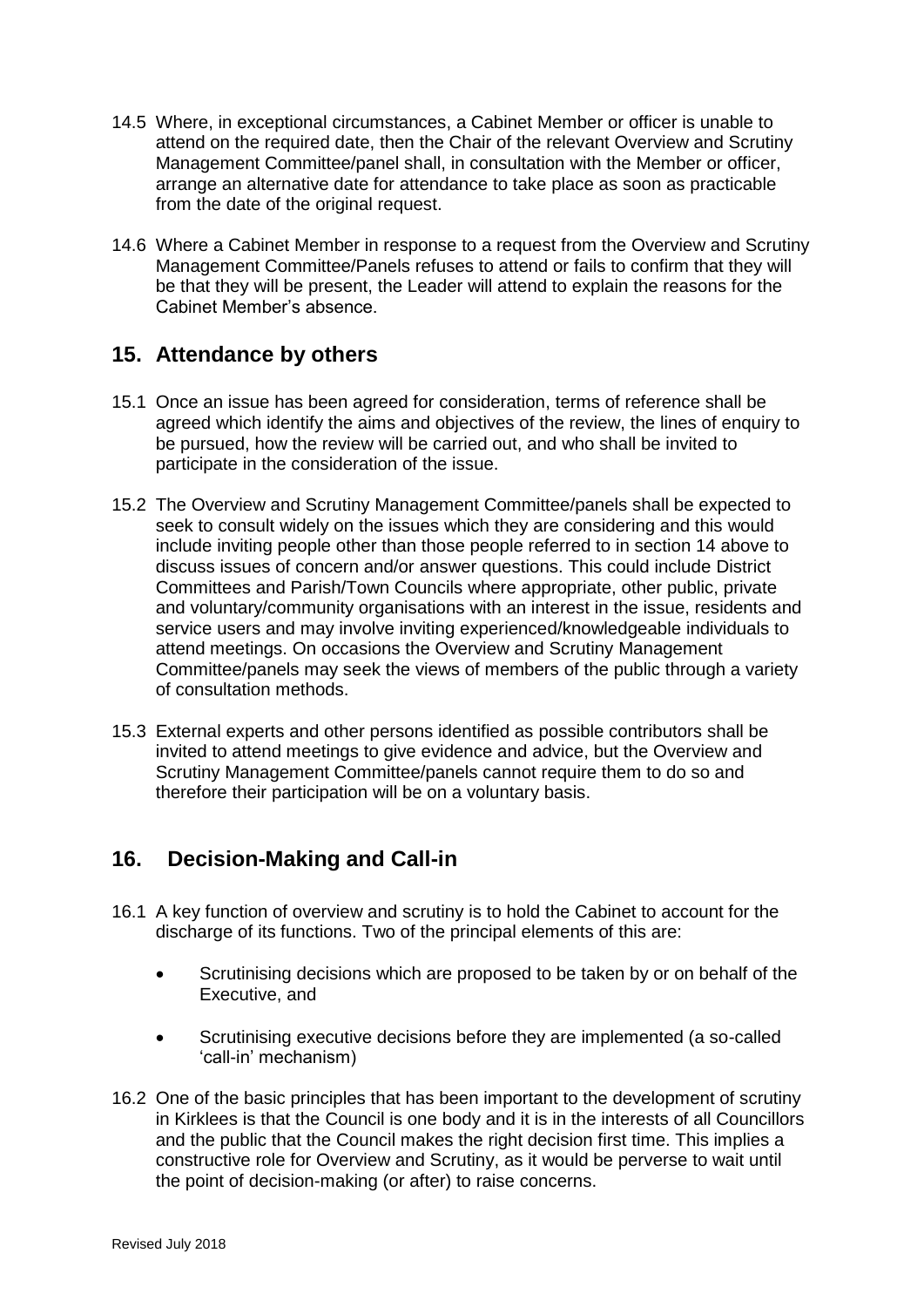14.5 Where, in exceptional circumstances, a Cabinet Member or officer is unable to attend on the required date, then the Chair of the relevant Overview and Scrutiny Management Committee/panel shall, in consultation with the Member or officer, arrange an alternative date for attendance to take place as soon as practicable from the date of the original request.

14.6 Where a Cabinet Member in response to a request from the Overview and Scrutiny Management Committee/Panels refuses to attend or fails to confirm that they will be that they will be present, the Leader will attend to explain the reasons for the Cabinet Member's absence.

## 15. Attendance by others

15.1 Once an issue has been agreed for consideration, terms of reference shall be agreed which identify the aims and objectives of the review, the lines of enquiry to be pursued, how the review will be carried out, and who shall be invited to participate in the consideration of the issue.

15.2 The Overview and Scrutiny Management Committee/panels shall be expected to seek to consult widely on the issues which they are considering and this would include inviting people other than those people referred to in section 14 above to discuss issues of concern and/or answer questions. This could include District Committees and Parish/Town Councils where appropriate, other public, private and voluntary/community organisations with an interest in the issue, residents and service users and may involve inviting experienced/knowledgeable individuals to attend meetings. On occasions the Overview and Scrutiny Management Committee/panels may seek the views of members of the public through a variety of consultation methods.

15.3 External experts and other persons identified as possible contributors shall be invited to attend meetings to give evidence and advice, but the Overview and Scrutiny Management Committee/panels cannot require them to do so and therefore their participation will be on a voluntary basis.

## 16. Decision-Making and Call-in

16.1 A key function of overview and scrutiny is to hold the Cabinet to account for the discharge of its functions. Two of the principal elements of this are:

- Scrutinising decisions which are proposed to be taken by or on behalf of the Executive, and
- Scrutinising executive decisions before they are implemented (a so-called 'call-in' mechanism)

16.2 One of the basic principles that has been important to the development of scrutiny in Kirklees is that the Council is one body and it is in the interests of all Councillors and the public that the Council makes the right decision first time. This implies a constructive role for Overview and Scrutiny, as it would be perverse to wait until the point of decision-making (or after) to raise concerns.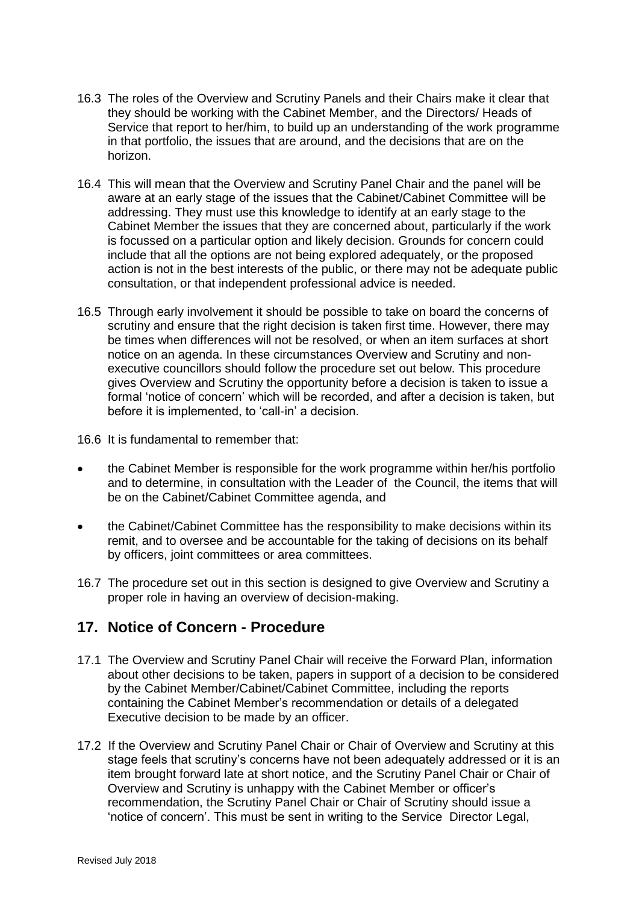16.3 The roles of the Overview and Scrutiny Panels and their Chairs make it clear that they should be working with the Cabinet Member, and the Directors/ Heads of Service that report to her/him, to build up an understanding of the work programme in that portfolio, the issues that are around, and the decisions that are on the horizon.

16.4 This will mean that the Overview and Scrutiny Panel Chair and the panel will be aware at an early stage of the issues that the Cabinet/Cabinet Committee will be addressing. They must use this knowledge to identify at an early stage to the Cabinet Member the issues that they are concerned about, particularly if the work is focussed on a particular option and likely decision. Grounds for concern could include that all the options are not being explored adequately, or the proposed action is not in the best interests of the public, or there may not be adequate public consultation, or that independent professional advice is needed.

16.5 Through early involvement it should be possible to take on board the concerns of scrutiny and ensure that the right decision is taken first time. However, there may be times when differences will not be resolved, or when an item surfaces at short notice on an agenda. In these circumstances Overview and Scrutiny and non-executive councillors should follow the procedure set out below. This procedure gives Overview and Scrutiny the opportunity before a decision is taken to issue a formal 'notice of concern' which will be recorded, and after a decision is taken, but before it is implemented, to 'call-in' a decision.

16.6 It is fundamental to remember that:

- the Cabinet Member is responsible for the work programme within her/his portfolio and to determine, in consultation with the Leader of the Council, the items that will be on the Cabinet/Cabinet Committee agenda, and
- the Cabinet/Cabinet Committee has the responsibility to make decisions within its remit, and to oversee and be accountable for the taking of decisions on its behalf by officers, joint committees or area committees.

16.7 The procedure set out in this section is designed to give Overview and Scrutiny a proper role in having an overview of decision-making.

## 17. Notice of Concern - Procedure

17.1 The Overview and Scrutiny Panel Chair will receive the Forward Plan, information about other decisions to be taken, papers in support of a decision to be considered by the Cabinet Member/Cabinet/Cabinet Committee, including the reports containing the Cabinet Member's recommendation or details of a delegated Executive decision to be made by an officer.

17.2 If the Overview and Scrutiny Panel Chair or Chair of Overview and Scrutiny at this stage feels that scrutiny's concerns have not been adequately addressed or it is an item brought forward late at short notice, and the Scrutiny Panel Chair or Chair of Overview and Scrutiny is unhappy with the Cabinet Member or officer's recommendation, the Scrutiny Panel Chair or Chair of Scrutiny should issue a 'notice of concern'. This must be sent in writing to the Service Director Legal,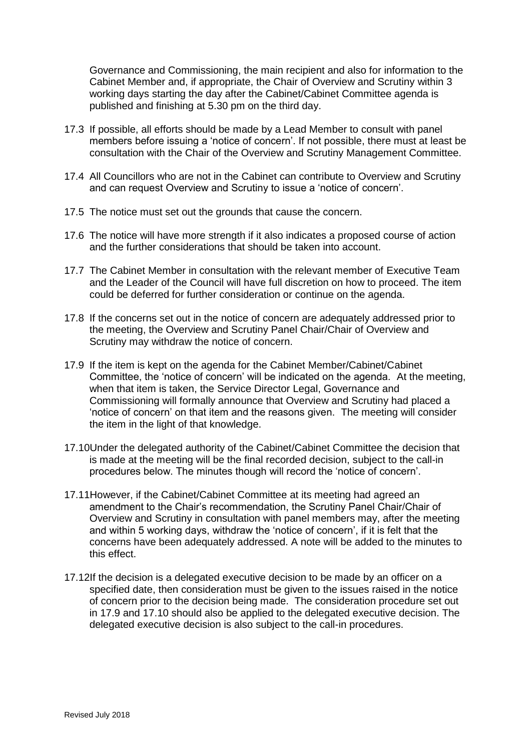Governance and Commissioning, the main recipient and also for information to the Cabinet Member and, if appropriate, the Chair of Overview and Scrutiny within 3 working days starting the day after the Cabinet/Cabinet Committee agenda is published and finishing at 5.30 pm on the third day.

17.3 If possible, all efforts should be made by a Lead Member to consult with panel members before issuing a 'notice of concern'. If not possible, there must at least be consultation with the Chair of the Overview and Scrutiny Management Committee.

17.4 All Councillors who are not in the Cabinet can contribute to Overview and Scrutiny and can request Overview and Scrutiny to issue a 'notice of concern'.

17.5 The notice must set out the grounds that cause the concern.

17.6 The notice will have more strength if it also indicates a proposed course of action and the further considerations that should be taken into account.

17.7 The Cabinet Member in consultation with the relevant member of Executive Team and the Leader of the Council will have full discretion on how to proceed. The item could be deferred for further consideration or continue on the agenda.

17.8 If the concerns set out in the notice of concern are adequately addressed prior to the meeting, the Overview and Scrutiny Panel Chair/Chair of Overview and Scrutiny may withdraw the notice of concern.

17.9 If the item is kept on the agenda for the Cabinet Member/Cabinet/Cabinet Committee, the 'notice of concern' will be indicated on the agenda. At the meeting, when that item is taken, the Service Director Legal, Governance and Commissioning will formally announce that Overview and Scrutiny had placed a 'notice of concern' on that item and the reasons given. The meeting will consider the item in the light of that knowledge.

17.10 Under the delegated authority of the Cabinet/Cabinet Committee the decision that is made at the meeting will be the final recorded decision, subject to the call-in procedures below. The minutes though will record the 'notice of concern'.

17.11 However, if the Cabinet/Cabinet Committee at its meeting had agreed an amendment to the Chair's recommendation, the Scrutiny Panel Chair/Chair of Overview and Scrutiny in consultation with panel members may, after the meeting and within 5 working days, withdraw the 'notice of concern', if it is felt that the concerns have been adequately addressed. A note will be added to the minutes to this effect.

17.12 If the decision is a delegated executive decision to be made by an officer on a specified date, then consideration must be given to the issues raised in the notice of concern prior to the decision being made. The consideration procedure set out in 17.9 and 17.10 should also be applied to the delegated executive decision. The delegated executive decision is also subject to the call-in procedures.

Revised July 2018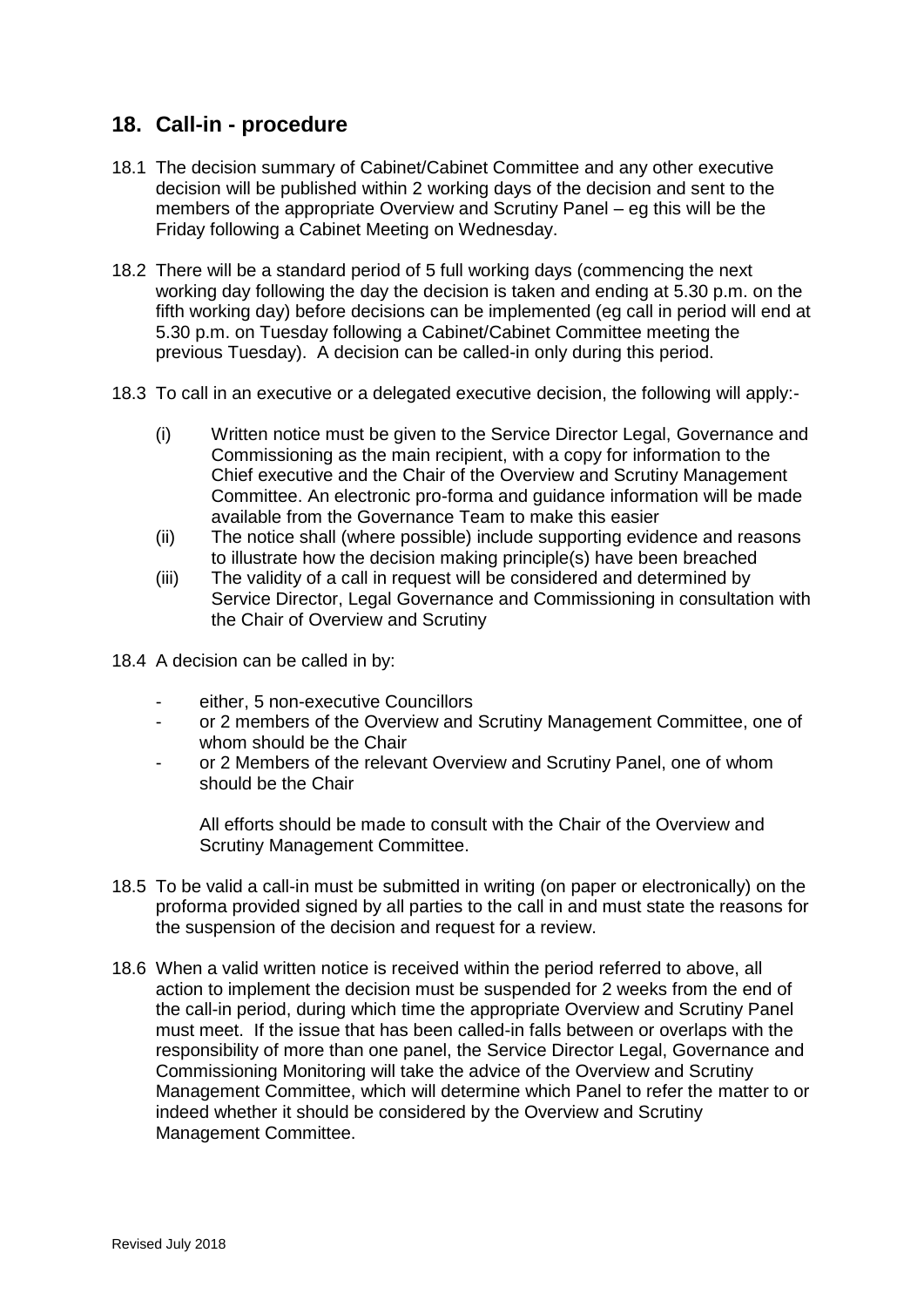## 18. Call-in - procedure

18.1 The decision summary of Cabinet/Cabinet Committee and any other executive decision will be published within 2 working days of the decision and sent to the members of the appropriate Overview and Scrutiny Panel – eg this will be the Friday following a Cabinet Meeting on Wednesday.

18.2 There will be a standard period of 5 full working days (commencing the next working day following the day the decision is taken and ending at 5.30 p.m. on the fifth working day) before decisions can be implemented (eg call in period will end at 5.30 p.m. on Tuesday following a Cabinet/Cabinet Committee meeting the previous Tuesday). A decision can be called-in only during this period.

18.3 To call in an executive or a delegated executive decision, the following will apply:-

- (i) Written notice must be given to the Service Director Legal, Governance and Commissioning as the main recipient, with a copy for information to the Chief executive and the Chair of the Overview and Scrutiny Management Committee. An electronic pro-forma and guidance information will be made available from the Governance Team to make this easier
- (ii) The notice shall (where possible) include supporting evidence and reasons to illustrate how the decision making principle(s) have been breached
- (iii) The validity of a call in request will be considered and determined by Service Director, Legal Governance and Commissioning in consultation with the Chair of Overview and Scrutiny

18.4 A decision can be called in by:

- either, 5 non-executive Councillors
- or 2 members of the Overview and Scrutiny Management Committee, one of whom should be the Chair
- or 2 Members of the relevant Overview and Scrutiny Panel, one of whom should be the Chair

All efforts should be made to consult with the Chair of the Overview and Scrutiny Management Committee.

18.5 To be valid a call-in must be submitted in writing (on paper or electronically) on the proforma provided signed by all parties to the call in and must state the reasons for the suspension of the decision and request for a review.

18.6 When a valid written notice is received within the period referred to above, all action to implement the decision must be suspended for 2 weeks from the end of the call-in period, during which time the appropriate Overview and Scrutiny Panel must meet. If the issue that has been called-in falls between or overlaps with the responsibility of more than one panel, the Service Director Legal, Governance and Commissioning Monitoring will take the advice of the Overview and Scrutiny Management Committee, which will determine which Panel to refer the matter to or indeed whether it should be considered by the Overview and Scrutiny Management Committee.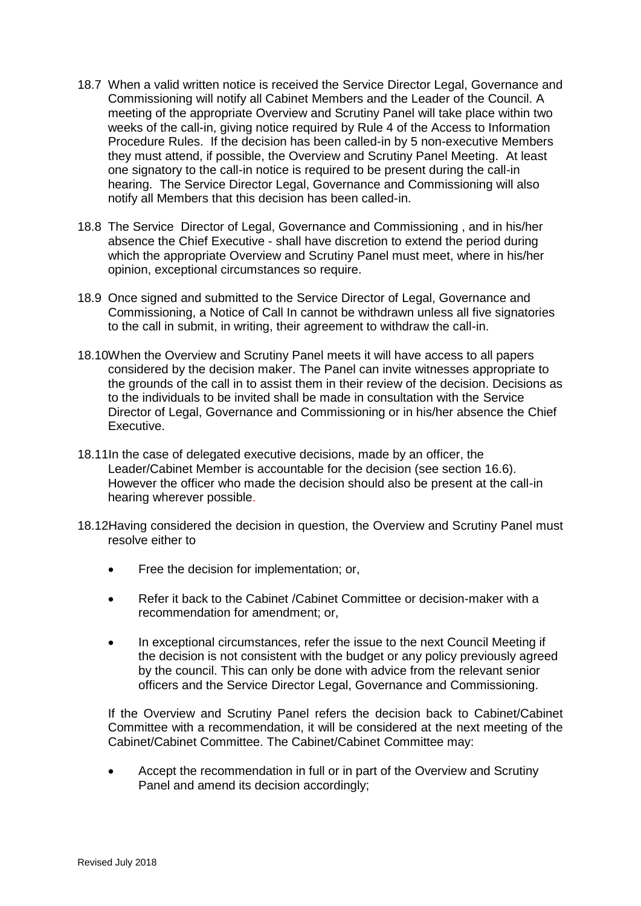18.7 When a valid written notice is received the Service Director Legal, Governance and Commissioning will notify all Cabinet Members and the Leader of the Council. A meeting of the appropriate Overview and Scrutiny Panel will take place within two weeks of the call-in, giving notice required by Rule 4 of the Access to Information Procedure Rules. If the decision has been called-in by 5 non-executive Members they must attend, if possible, the Overview and Scrutiny Panel Meeting. At least one signatory to the call-in notice is required to be present during the call-in hearing. The Service Director Legal, Governance and Commissioning will also notify all Members that this decision has been called-in.

18.8 The Service Director of Legal, Governance and Commissioning , and in his/her absence the Chief Executive - shall have discretion to extend the period during which the appropriate Overview and Scrutiny Panel must meet, where in his/her opinion, exceptional circumstances so require.

18.9 Once signed and submitted to the Service Director of Legal, Governance and Commissioning, a Notice of Call In cannot be withdrawn unless all five signatories to the call in submit, in writing, their agreement to withdraw the call-in.

18.10 When the Overview and Scrutiny Panel meets it will have access to all papers considered by the decision maker. The Panel can invite witnesses appropriate to the grounds of the call in to assist them in their review of the decision. Decisions as to the individuals to be invited shall be made in consultation with the Service Director of Legal, Governance and Commissioning or in his/her absence the Chief Executive.

18.11 In the case of delegated executive decisions, made by an officer, the Leader/Cabinet Member is accountable for the decision (see section 16.6). However the officer who made the decision should also be present at the call-in hearing wherever possible.

18.12 Having considered the decision in question, the Overview and Scrutiny Panel must resolve either to

- Free the decision for implementation; or,
- Refer it back to the Cabinet /Cabinet Committee or decision-maker with a recommendation for amendment; or,
- In exceptional circumstances, refer the issue to the next Council Meeting if the decision is not consistent with the budget or any policy previously agreed by the council. This can only be done with advice from the relevant senior officers and the Service Director Legal, Governance and Commissioning.

If the Overview and Scrutiny Panel refers the decision back to Cabinet/Cabinet Committee with a recommendation, it will be considered at the next meeting of the Cabinet/Cabinet Committee. The Cabinet/Cabinet Committee may:

- Accept the recommendation in full or in part of the Overview and Scrutiny Panel and amend its decision accordingly;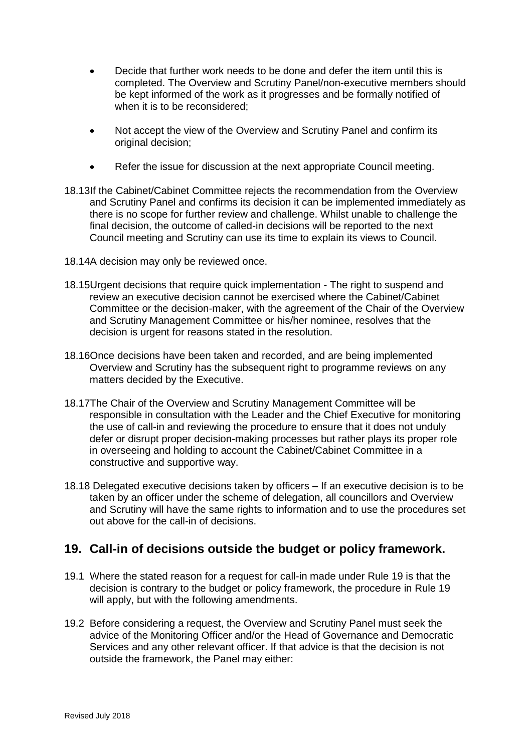- Decide that further work needs to be done and defer the item until this is completed. The Overview and Scrutiny Panel/non-executive members should be kept informed of the work as it progresses and be formally notified of when it is to be reconsidered;
- Not accept the view of the Overview and Scrutiny Panel and confirm its original decision;
- Refer the issue for discussion at the next appropriate Council meeting.

18.13 If the Cabinet/Cabinet Committee rejects the recommendation from the Overview and Scrutiny Panel and confirms its decision it can be implemented immediately as there is no scope for further review and challenge. Whilst unable to challenge the final decision, the outcome of called-in decisions will be reported to the next Council meeting and Scrutiny can use its time to explain its views to Council.

18.14 A decision may only be reviewed once.

18.15 Urgent decisions that require quick implementation - The right to suspend and review an executive decision cannot be exercised where the Cabinet/Cabinet Committee or the decision-maker, with the agreement of the Chair of the Overview and Scrutiny Management Committee or his/her nominee, resolves that the decision is urgent for reasons stated in the resolution.

18.16 Once decisions have been taken and recorded, and are being implemented Overview and Scrutiny has the subsequent right to programme reviews on any matters decided by the Executive.

18.17 The Chair of the Overview and Scrutiny Management Committee will be responsible in consultation with the Leader and the Chief Executive for monitoring the use of call-in and reviewing the procedure to ensure that it does not unduly defer or disrupt proper decision-making processes but rather plays its proper role in overseeing and holding to account the Cabinet/Cabinet Committee in a constructive and supportive way.

18.18 Delegated executive decisions taken by officers – If an executive decision is to be taken by an officer under the scheme of delegation, all councillors and Overview and Scrutiny will have the same rights to information and to use the procedures set out above for the call-in of decisions.

## 19. Call-in of decisions outside the budget or policy framework.

19.1 Where the stated reason for a request for call-in made under Rule 19 is that the decision is contrary to the budget or policy framework, the procedure in Rule 19 will apply, but with the following amendments.

19.2 Before considering a request, the Overview and Scrutiny Panel must seek the advice of the Monitoring Officer and/or the Head of Governance and Democratic Services and any other relevant officer. If that advice is that the decision is not outside the framework, the Panel may either: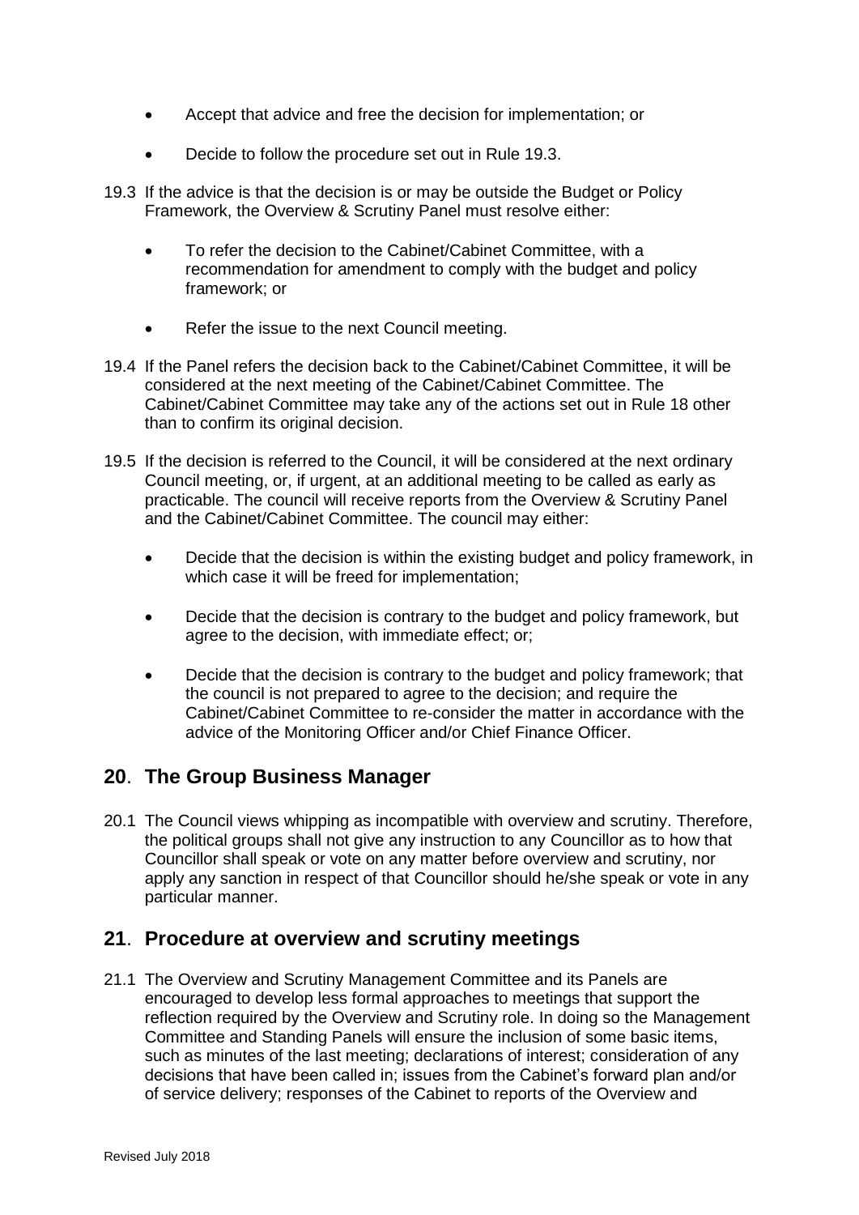- Accept that advice and free the decision for implementation; or
- Decide to follow the procedure set out in Rule 19.3.

19.3 If the advice is that the decision is or may be outside the Budget or Policy Framework, the Overview & Scrutiny Panel must resolve either:

- To refer the decision to the Cabinet/Cabinet Committee, with a recommendation for amendment to comply with the budget and policy framework; or
- Refer the issue to the next Council meeting.

19.4 If the Panel refers the decision back to the Cabinet/Cabinet Committee, it will be considered at the next meeting of the Cabinet/Cabinet Committee. The Cabinet/Cabinet Committee may take any of the actions set out in Rule 18 other than to confirm its original decision.

19.5 If the decision is referred to the Council, it will be considered at the next ordinary Council meeting, or, if urgent, at an additional meeting to be called as early as practicable. The council will receive reports from the Overview & Scrutiny Panel and the Cabinet/Cabinet Committee. The council may either:

- Decide that the decision is within the existing budget and policy framework, in which case it will be freed for implementation;
- Decide that the decision is contrary to the budget and policy framework, but agree to the decision, with immediate effect; or;
- Decide that the decision is contrary to the budget and policy framework; that the council is not prepared to agree to the decision; and require the Cabinet/Cabinet Committee to re-consider the matter in accordance with the advice of the Monitoring Officer and/or Chief Finance Officer.

## 20. The Group Business Manager

20.1 The Council views whipping as incompatible with overview and scrutiny. Therefore, the political groups shall not give any instruction to any Councillor as to how that Councillor shall speak or vote on any matter before overview and scrutiny, nor apply any sanction in respect of that Councillor should he/she speak or vote in any particular manner.

## 21. Procedure at overview and scrutiny meetings

21.1 The Overview and Scrutiny Management Committee and its Panels are encouraged to develop less formal approaches to meetings that support the reflection required by the Overview and Scrutiny role. In doing so the Management Committee and Standing Panels will ensure the inclusion of some basic items, such as minutes of the last meeting; declarations of interest; consideration of any decisions that have been called in; issues from the Cabinet's forward plan and/or of service delivery; responses of the Cabinet to reports of the Overview and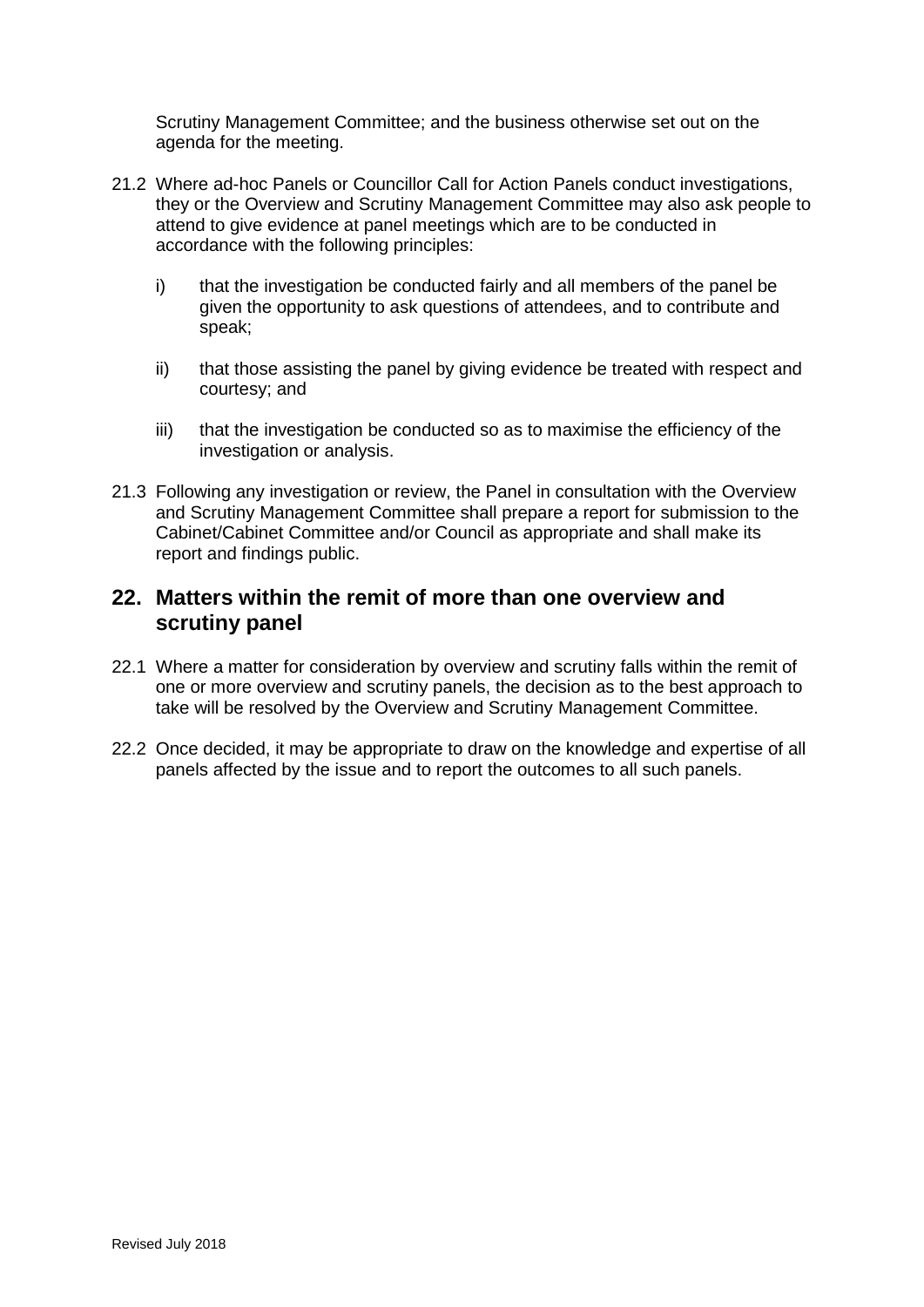Scrutiny Management Committee; and the business otherwise set out on the agenda for the meeting.

21.2 Where ad-hoc Panels or Councillor Call for Action Panels conduct investigations, they or the Overview and Scrutiny Management Committee may also ask people to attend to give evidence at panel meetings which are to be conducted in accordance with the following principles:

i) that the investigation be conducted fairly and all members of the panel be given the opportunity to ask questions of attendees, and to contribute and speak;

ii) that those assisting the panel by giving evidence be treated with respect and courtesy; and

iii) that the investigation be conducted so as to maximise the efficiency of the investigation or analysis.

21.3 Following any investigation or review, the Panel in consultation with the Overview and Scrutiny Management Committee shall prepare a report for submission to the Cabinet/Cabinet Committee and/or Council as appropriate and shall make its report and findings public.

## 22. Matters within the remit of more than one overview and scrutiny panel

22.1 Where a matter for consideration by overview and scrutiny falls within the remit of one or more overview and scrutiny panels, the decision as to the best approach to take will be resolved by the Overview and Scrutiny Management Committee.

22.2 Once decided, it may be appropriate to draw on the knowledge and expertise of all panels affected by the issue and to report the outcomes to all such panels.

Revised July 2018